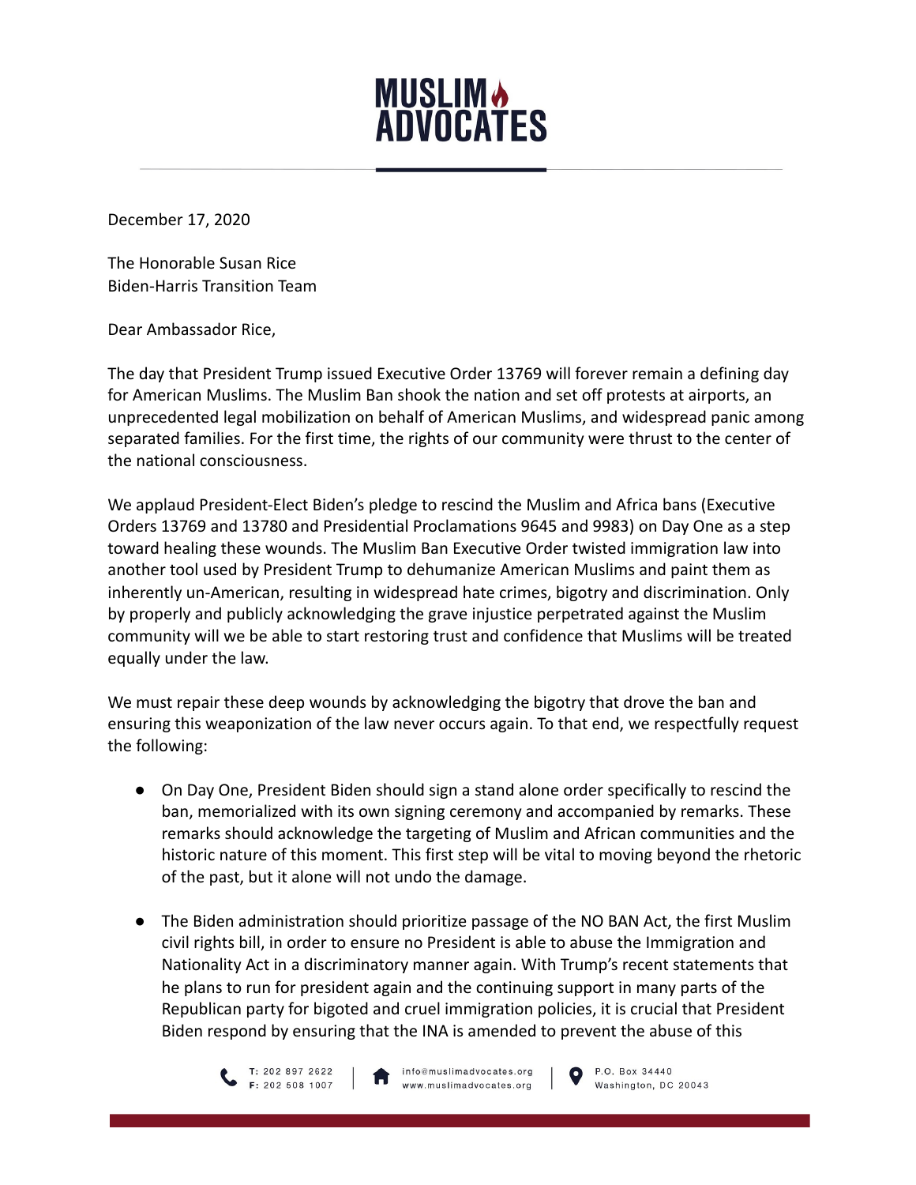# MUSLIM ADVOCATES

December 17, 2020

The Honorable Susan Rice
Biden-Harris Transition Team

Dear Ambassador Rice,

The day that President Trump issued Executive Order 13769 will forever remain a defining day for American Muslims. The Muslim Ban shook the nation and set off protests at airports, an unprecedented legal mobilization on behalf of American Muslims, and widespread panic among separated families. For the first time, the rights of our community were thrust to the center of the national consciousness.

We applaud President-Elect Biden's pledge to rescind the Muslim and Africa bans (Executive Orders 13769 and 13780 and Presidential Proclamations 9645 and 9983) on Day One as a step toward healing these wounds. The Muslim Ban Executive Order twisted immigration law into another tool used by President Trump to dehumanize American Muslims and paint them as inherently un-American, resulting in widespread hate crimes, bigotry and discrimination. Only by properly and publicly acknowledging the grave injustice perpetrated against the Muslim community will we be able to start restoring trust and confidence that Muslims will be treated equally under the law.

We must repair these deep wounds by acknowledging the bigotry that drove the ban and ensuring this weaponization of the law never occurs again. To that end, we respectfully request the following:

- On Day One, President Biden should sign a stand alone order specifically to rescind the ban, memorialized with its own signing ceremony and accompanied by remarks. These remarks should acknowledge the targeting of Muslim and African communities and the historic nature of this moment. This first step will be vital to moving beyond the rhetoric of the past, but it alone will not undo the damage.

- The Biden administration should prioritize passage of the NO BAN Act, the first Muslim civil rights bill, in order to ensure no President is able to abuse the Immigration and Nationality Act in a discriminatory manner again. With Trump's recent statements that he plans to run for president again and the continuing support in many parts of the Republican party for bigoted and cruel immigration policies, it is crucial that President Biden respond by ensuring that the INA is amended to prevent the abuse of this

T: 202 897 2622
F: 202 508 1007

info@muslimadvocates.org
www.muslimadvocates.org

P.O. Box 34440
Washington, DC 20043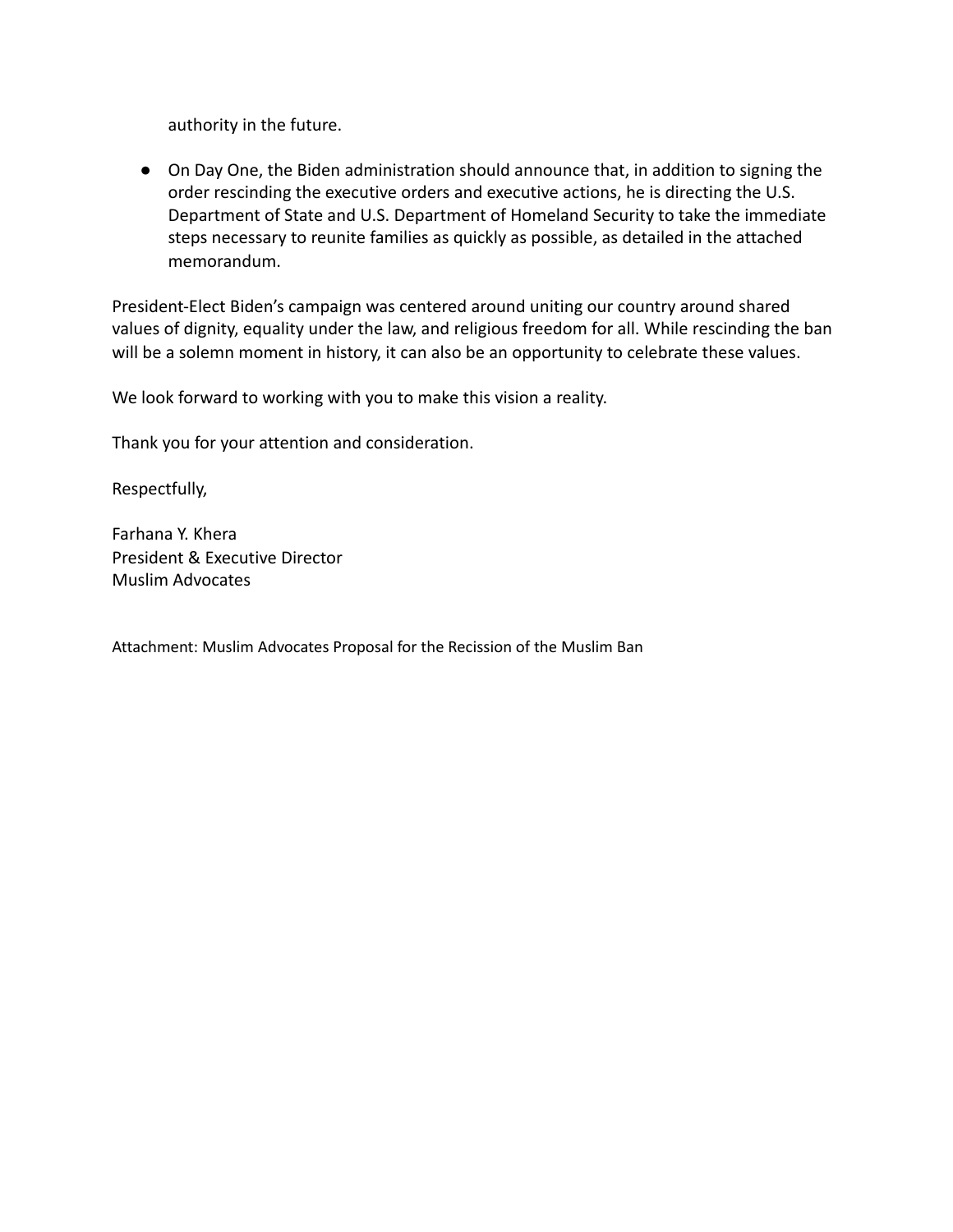authority in the future.

- On Day One, the Biden administration should announce that, in addition to signing the order rescinding the executive orders and executive actions, he is directing the U.S. Department of State and U.S. Department of Homeland Security to take the immediate steps necessary to reunite families as quickly as possible, as detailed in the attached memorandum.

President-Elect Biden's campaign was centered around uniting our country around shared values of dignity, equality under the law, and religious freedom for all. While rescinding the ban will be a solemn moment in history, it can also be an opportunity to celebrate these values.

We look forward to working with you to make this vision a reality.

Thank you for your attention and consideration.

Respectfully,

Farhana Y. Khera
President & Executive Director
Muslim Advocates

Attachment: Muslim Advocates Proposal for the Recission of the Muslim Ban